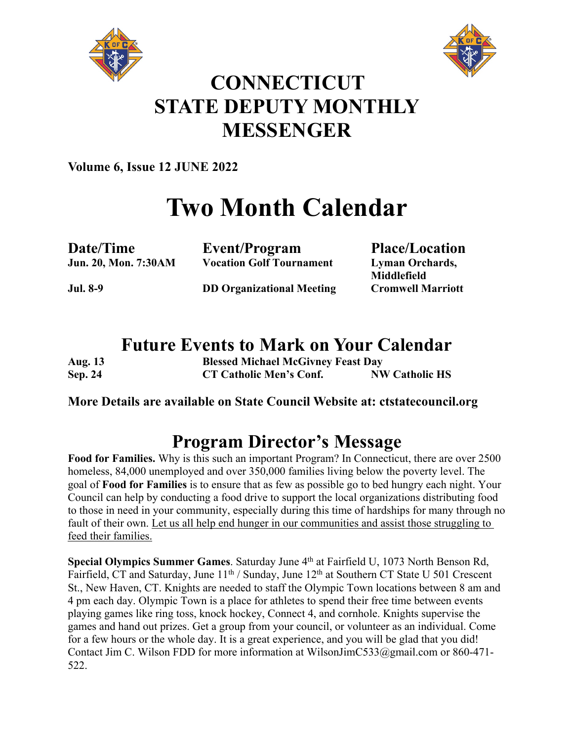# CONNECTICUT STATE DEPUTY MONTHLY MESSENGER

**Volume 6, Issue 12 JUNE 2022**

# Two Month Calendar

| Date/Time | Event/Program | Place/Location |
|---|---|---|
| **Jun. 20, Mon. 7:30AM** | **Vocation Golf Tournament** | **Lyman Orchards, Middlefield** |
| **Jul. 8-9** | **DD Organizational Meeting** | **Cromwell Marriott** |

## Future Events to Mark on Your Calendar

| | | |
|---|---|---|
| **Aug. 13** | **Blessed Michael McGivney Feast Day** | |
| **Sep. 24** | **CT Catholic Men's Conf.** | **NW Catholic HS** |

**More Details are available on State Council Website at: ctstatecouncil.org**

## Program Director's Message

**Food for Families.** Why is this such an important Program? In Connecticut, there are over 2500 homeless, 84,000 unemployed and over 350,000 families living below the poverty level. The goal of **Food for Families** is to ensure that as few as possible go to bed hungry each night. Your Council can help by conducting a food drive to support the local organizations distributing food to those in need in your community, especially during this time of hardships for many through no fault of their own. <u>Let us all help end hunger in our communities and assist those struggling to feed their families.</u>

**Special Olympics Summer Games**. Saturday June 4th at Fairfield U, 1073 North Benson Rd, Fairfield, CT and Saturday, June 11th / Sunday, June 12th at Southern CT State U 501 Crescent St., New Haven, CT. Knights are needed to staff the Olympic Town locations between 8 am and 4 pm each day. Olympic Town is a place for athletes to spend their free time between events playing games like ring toss, knock hockey, Connect 4, and cornhole. Knights supervise the games and hand out prizes. Get a group from your council, or volunteer as an individual. Come for a few hours or the whole day. It is a great experience, and you will be glad that you did! Contact Jim C. Wilson FDD for more information at WilsonJimC533@gmail.com or 860-471-522.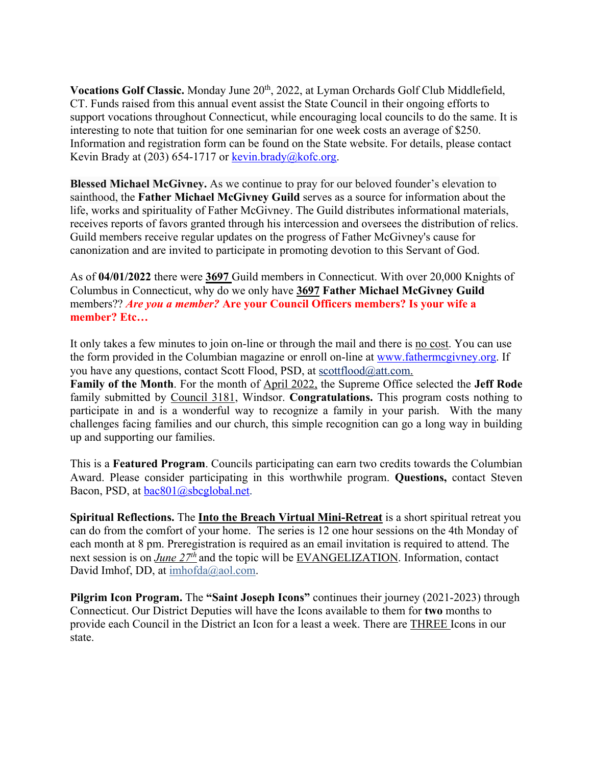**Vocations Golf Classic.** Monday June 20th, 2022, at Lyman Orchards Golf Club Middlefield, CT. Funds raised from this annual event assist the State Council in their ongoing efforts to support vocations throughout Connecticut, while encouraging local councils to do the same. It is interesting to note that tuition for one seminarian for one week costs an average of $250. Information and registration form can be found on the State website. For details, please contact Kevin Brady at (203) 654-1717 or kevin.brady@kofc.org.

**Blessed Michael McGivney.** As we continue to pray for our beloved founder's elevation to sainthood, the **Father Michael McGivney Guild** serves as a source for information about the life, works and spirituality of Father McGivney. The Guild distributes informational materials, receives reports of favors granted through his intercession and oversees the distribution of relics. Guild members receive regular updates on the progress of Father McGivney's cause for canonization and are invited to participate in promoting devotion to this Servant of God.

As of **04/01/2022** there were **3697** Guild members in Connecticut. With over 20,000 Knights of Columbus in Connecticut, why do we only have **3697** **Father Michael McGivney Guild** members?? ***Are you a member?*** **Are your Council Officers members? Is your wife a member? Etc…**

It only takes a few minutes to join on-line or through the mail and there is no cost. You can use the form provided in the Columbian magazine or enroll on-line at www.fathermcgivney.org. If you have any questions, contact Scott Flood, PSD, at scottflood@att.com.

**Family of the Month**. For the month of April 2022, the Supreme Office selected the **Jeff Rode** family submitted by Council 3181, Windsor. **Congratulations.** This program costs nothing to participate in and is a wonderful way to recognize a family in your parish. With the many challenges facing families and our church, this simple recognition can go a long way in building up and supporting our families.

This is a **Featured Program**. Councils participating can earn two credits towards the Columbian Award. Please consider participating in this worthwhile program. **Questions,** contact Steven Bacon, PSD, at bac801@sbcglobal.net.

**Spiritual Reflections.** The **Into the Breach Virtual Mini-Retreat** is a short spiritual retreat you can do from the comfort of your home. The series is 12 one hour sessions on the 4th Monday of each month at 8 pm. Preregistration is required as an email invitation is required to attend. The next session is on *June 27th* and the topic will be EVANGELIZATION. Information, contact David Imhof, DD, at imhofda@aol.com.

**Pilgrim Icon Program.** The **"Saint Joseph Icons"** continues their journey (2021-2023) through Connecticut. Our District Deputies will have the Icons available to them for **two** months to provide each Council in the District an Icon for a least a week. There are THREE Icons in our state.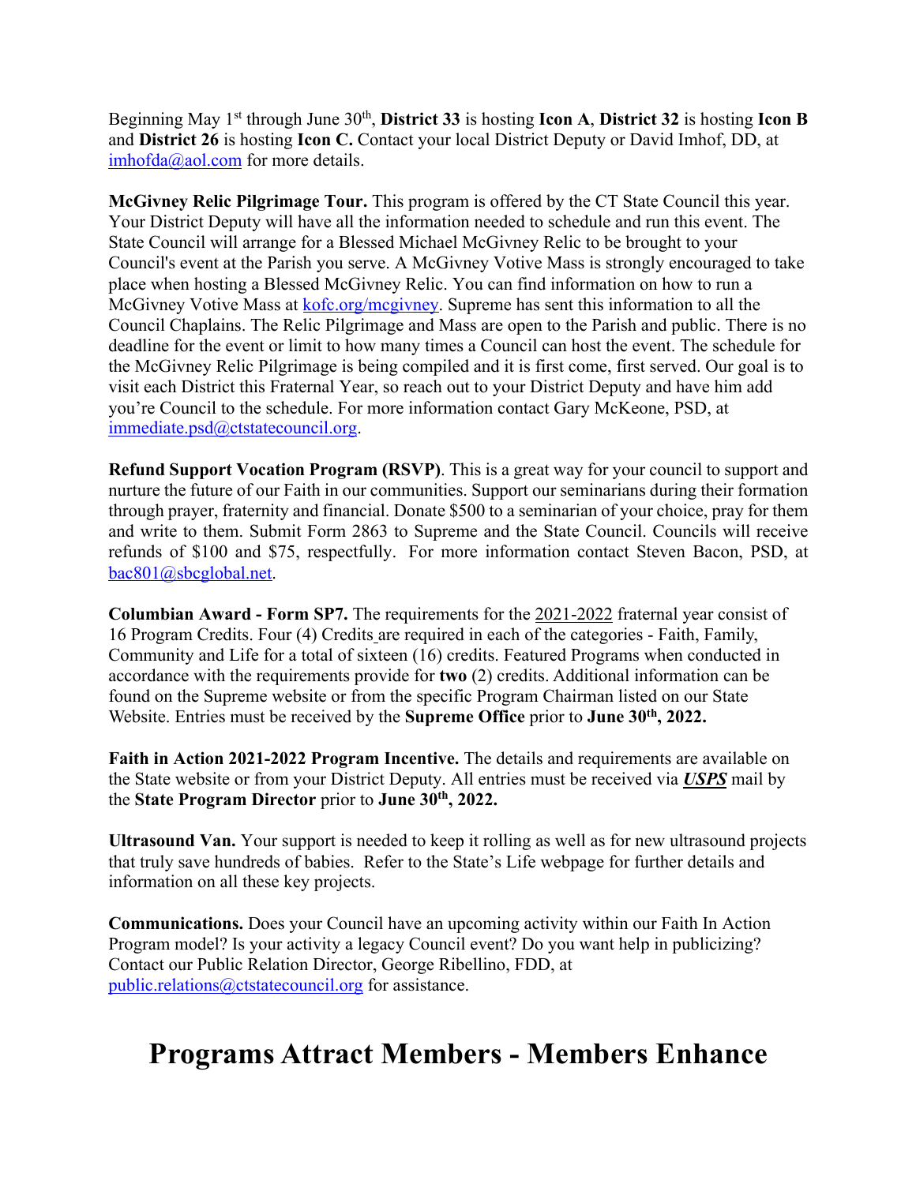Beginning May 1st through June 30th, **District 33** is hosting **Icon A**, **District 32** is hosting **Icon B** and **District 26** is hosting **Icon C.** Contact your local District Deputy or David Imhof, DD, at imhofda@aol.com for more details.

**McGivney Relic Pilgrimage Tour.** This program is offered by the CT State Council this year. Your District Deputy will have all the information needed to schedule and run this event. The State Council will arrange for a Blessed Michael McGivney Relic to be brought to your Council's event at the Parish you serve. A McGivney Votive Mass is strongly encouraged to take place when hosting a Blessed McGivney Relic. You can find information on how to run a McGivney Votive Mass at kofc.org/mcgivney. Supreme has sent this information to all the Council Chaplains. The Relic Pilgrimage and Mass are open to the Parish and public. There is no deadline for the event or limit to how many times a Council can host the event. The schedule for the McGivney Relic Pilgrimage is being compiled and it is first come, first served. Our goal is to visit each District this Fraternal Year, so reach out to your District Deputy and have him add you're Council to the schedule. For more information contact Gary McKeone, PSD, at immediate.psd@ctstatecouncil.org.

**Refund Support Vocation Program (RSVP)**. This is a great way for your council to support and nurture the future of our Faith in our communities. Support our seminarians during their formation through prayer, fraternity and financial. Donate $500 to a seminarian of your choice, pray for them and write to them. Submit Form 2863 to Supreme and the State Council. Councils will receive refunds of $100 and $75, respectfully. For more information contact Steven Bacon, PSD, at bac801@sbcglobal.net.

**Columbian Award - Form SP7.** The requirements for the 2021-2022 fraternal year consist of 16 Program Credits. Four (4) Credits are required in each of the categories - Faith, Family, Community and Life for a total of sixteen (16) credits. Featured Programs when conducted in accordance with the requirements provide for **two** (2) credits. Additional information can be found on the Supreme website or from the specific Program Chairman listed on our State Website. Entries must be received by the **Supreme Office** prior to **June 30th, 2022.**

**Faith in Action 2021-2022 Program Incentive.** The details and requirements are available on the State website or from your District Deputy. All entries must be received via ***USPS*** mail by the **State Program Director** prior to **June 30th, 2022.**

**Ultrasound Van.** Your support is needed to keep it rolling as well as for new ultrasound projects that truly save hundreds of babies. Refer to the State's Life webpage for further details and information on all these key projects.

**Communications.** Does your Council have an upcoming activity within our Faith In Action Program model? Is your activity a legacy Council event? Do you want help in publicizing? Contact our Public Relation Director, George Ribellino, FDD, at public.relations@ctstatecouncil.org for assistance.

# Programs Attract Members - Members Enhance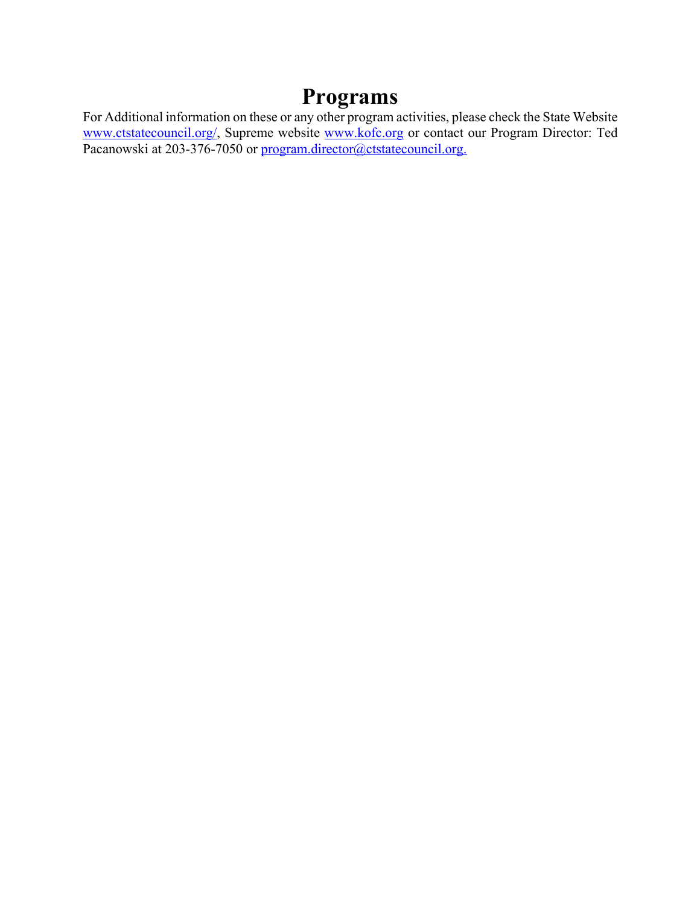# Programs

For Additional information on these or any other program activities, please check the State Website www.ctstatecouncil.org/, Supreme website www.kofc.org or contact our Program Director: Ted Pacanowski at 203-376-7050 or program.director@ctstatecouncil.org.